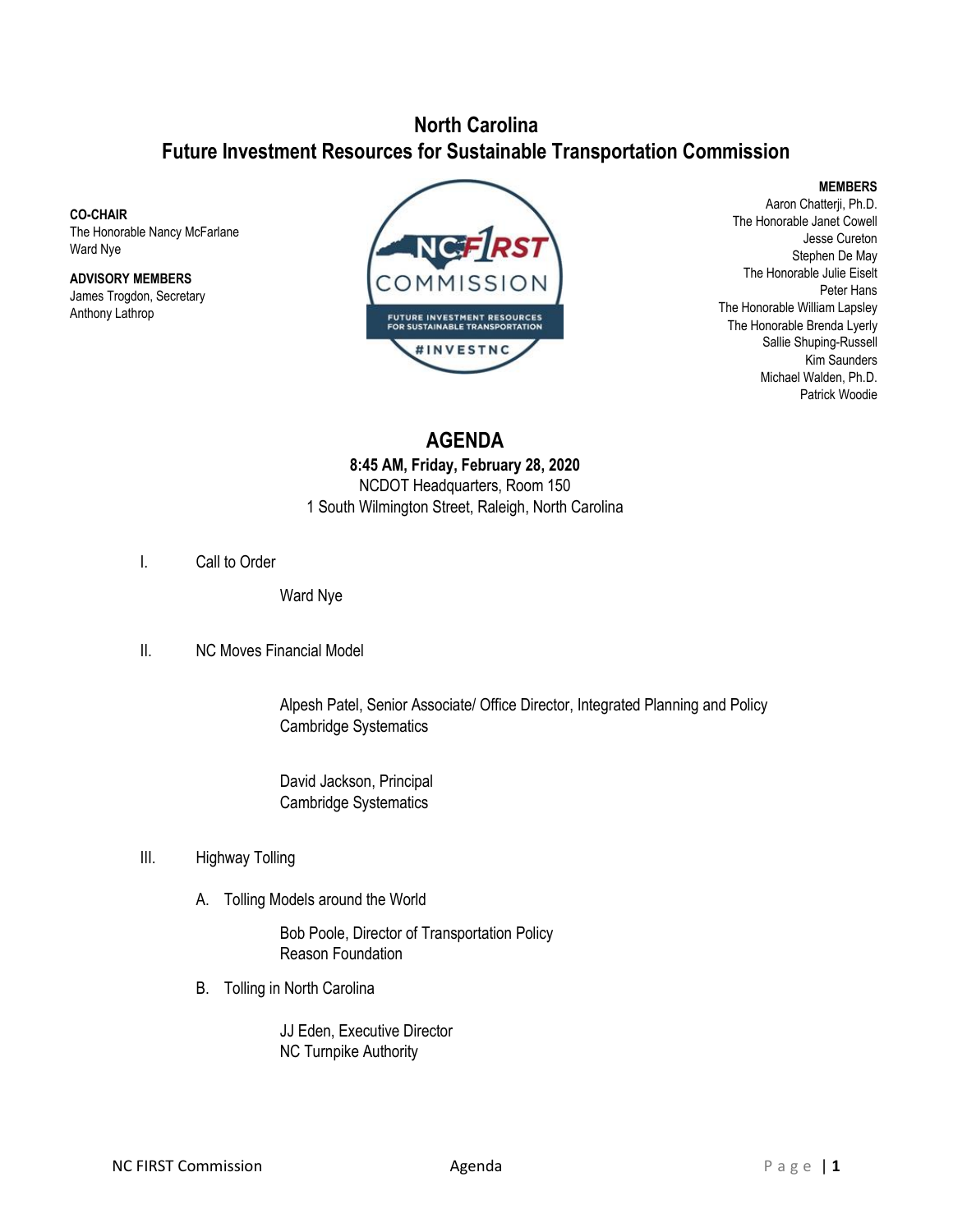# North Carolina
# Future Investment Resources for Sustainable Transportation Commission

**CO-CHAIR**
The Honorable Nancy McFarlane
Ward Nye

**ADVISORY MEMBERS**
James Trogdon, Secretary
Anthony Lathrop

**MEMBERS**
Aaron Chatterji, Ph.D.
The Honorable Janet Cowell
Jesse Cureton
Stephen De May
The Honorable Julie Eiselt
Peter Hans
The Honorable William Lapsley
The Honorable Brenda Lyerly
Sallie Shuping-Russell
Kim Saunders
Michael Walden, Ph.D.
Patrick Woodie

## AGENDA

**8:45 AM, Friday, February 28, 2020**
NCDOT Headquarters, Room 150
1 South Wilmington Street, Raleigh, North Carolina

I. Call to Order

Ward Nye

II. NC Moves Financial Model

Alpesh Patel, Senior Associate/ Office Director, Integrated Planning and Policy
Cambridge Systematics

David Jackson, Principal
Cambridge Systematics

III. Highway Tolling

A. Tolling Models around the World

Bob Poole, Director of Transportation Policy
Reason Foundation

B. Tolling in North Carolina

JJ Eden, Executive Director
NC Turnpike Authority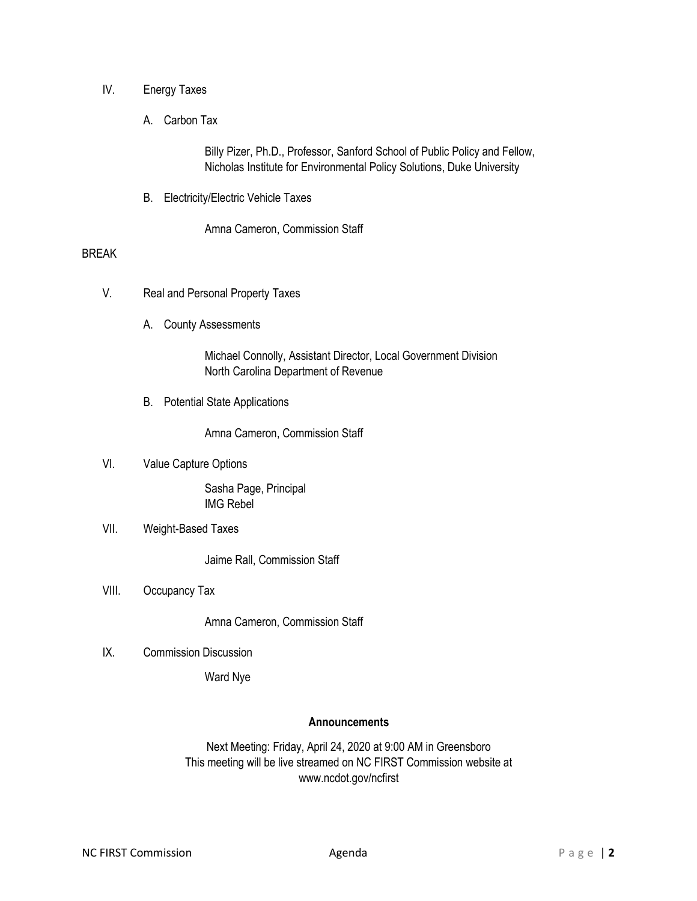IV. Energy Taxes

A. Carbon Tax

Billy Pizer, Ph.D., Professor, Sanford School of Public Policy and Fellow, Nicholas Institute for Environmental Policy Solutions, Duke University

B. Electricity/Electric Vehicle Taxes

Amna Cameron, Commission Staff

BREAK

V. Real and Personal Property Taxes

A. County Assessments

Michael Connolly, Assistant Director, Local Government Division
North Carolina Department of Revenue

B. Potential State Applications

Amna Cameron, Commission Staff

VI. Value Capture Options

Sasha Page, Principal
IMG Rebel

VII. Weight-Based Taxes

Jaime Rall, Commission Staff

VIII. Occupancy Tax

Amna Cameron, Commission Staff

IX. Commission Discussion

Ward Nye

**Announcements**

Next Meeting: Friday, April 24, 2020 at 9:00 AM in Greensboro
This meeting will be live streamed on NC FIRST Commission website at
www.ncdot.gov/ncfirst